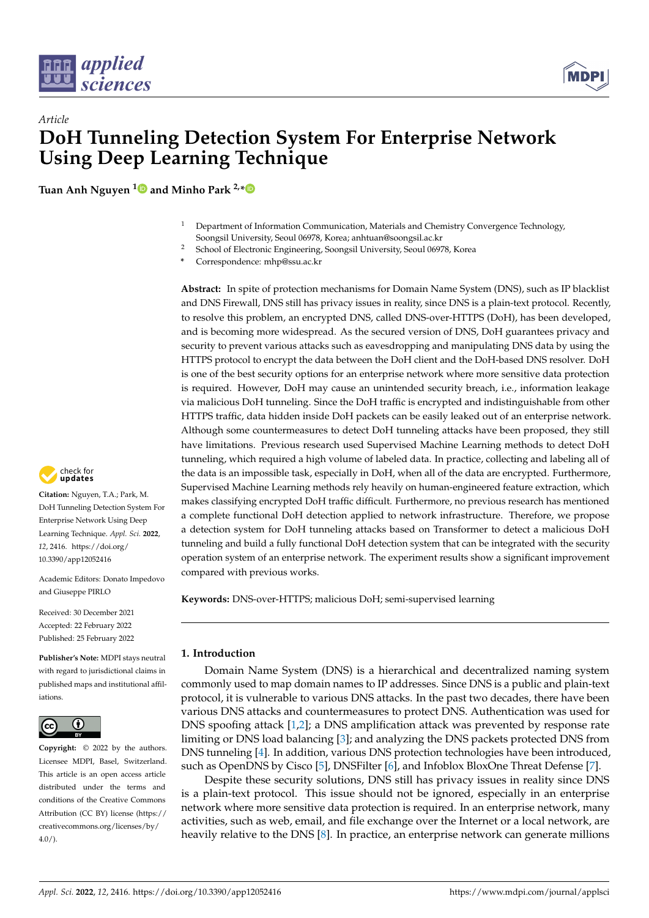*Article*

# DoH Tunneling Detection System For Enterprise Network Using Deep Learning Technique

**Tuan Anh Nguyen [1] and Minho Park [2,*]**

[1] Department of Information Communication, Materials and Chemistry Convergence Technology, Soongsil University, Seoul 06978, Korea; anhtuan@soongsil.ac.kr
[2] School of Electronic Engineering, Soongsil University, Seoul 06978, Korea
[*] Correspondence: mhp@ssu.ac.kr

**Abstract:** In spite of protection mechanisms for Domain Name System (DNS), such as IP blacklist and DNS Firewall, DNS still has privacy issues in reality, since DNS is a plain-text protocol. Recently, to resolve this problem, an encrypted DNS, called DNS-over-HTTPS (DoH), has been developed, and is becoming more widespread. As the secured version of DNS, DoH guarantees privacy and security to prevent various attacks such as eavesdropping and manipulating DNS data by using the HTTPS protocol to encrypt the data between the DoH client and the DoH-based DNS resolver. DoH is one of the best security options for an enterprise network where more sensitive data protection is required. However, DoH may cause an unintended security breach, i.e., information leakage via malicious DoH tunneling. Since the DoH traffic is encrypted and indistinguishable from other HTTPS traffic, data hidden inside DoH packets can be easily leaked out of an enterprise network. Although some countermeasures to detect DoH tunneling attacks have been proposed, they still have limitations. Previous research used Supervised Machine Learning methods to detect DoH tunneling, which required a high volume of labeled data. In practice, collecting and labeling all of the data are an impossible task, especially in DoH, when all of the data are encrypted. Furthermore, Supervised Machine Learning methods rely heavily on human-engineered feature extraction, which makes classifying encrypted DoH traffic difficult. Furthermore, no previous research has mentioned a complete functional DoH detection applied to network infrastructure. Therefore, we propose a detection system for DoH tunneling attacks based on Transformer to detect a malicious DoH tunneling and build a fully functional DoH detection system that can be integrated with the security operation system of an enterprise network. The experiment results show a significant improvement compared with previous works.

**Keywords:** DNS-over-HTTPS; malicious DoH; semi-supervised learning

**Citation:** Nguyen, T.A.; Park, M. DoH Tunneling Detection System For Enterprise Network Using Deep Learning Technique. *Appl. Sci.* **2022**, *12*, 2416. https://doi.org/10.3390/app12052416

Academic Editors: Donato Impedovo and Giuseppe PIRLO

Received: 30 December 2021
Accepted: 22 February 2022
Published: 25 February 2022

**Publisher's Note:** MDPI stays neutral with regard to jurisdictional claims in published maps and institutional affiliations.

**Copyright:** © 2022 by the authors. Licensee MDPI, Basel, Switzerland. This article is an open access article distributed under the terms and conditions of the Creative Commons Attribution (CC BY) license (https://creativecommons.org/licenses/by/4.0/).

## 1. Introduction

Domain Name System (DNS) is a hierarchical and decentralized naming system commonly used to map domain names to IP addresses. Since DNS is a public and plain-text protocol, it is vulnerable to various DNS attacks. In the past two decades, there have been various DNS attacks and countermeasures to protect DNS. Authentication was used for DNS spoofing attack [1,2]; a DNS amplification attack was prevented by response rate limiting or DNS load balancing [3]; and analyzing the DNS packets protected DNS from DNS tunneling [4]. In addition, various DNS protection technologies have been introduced, such as OpenDNS by Cisco [5], DNSFilter [6], and Infoblox BloxOne Threat Defense [7].

Despite these security solutions, DNS still has privacy issues in reality since DNS is a plain-text protocol. This issue should not be ignored, especially in an enterprise network where more sensitive data protection is required. In an enterprise network, many activities, such as web, email, and file exchange over the Internet or a local network, are heavily relative to the DNS [8]. In practice, an enterprise network can generate millions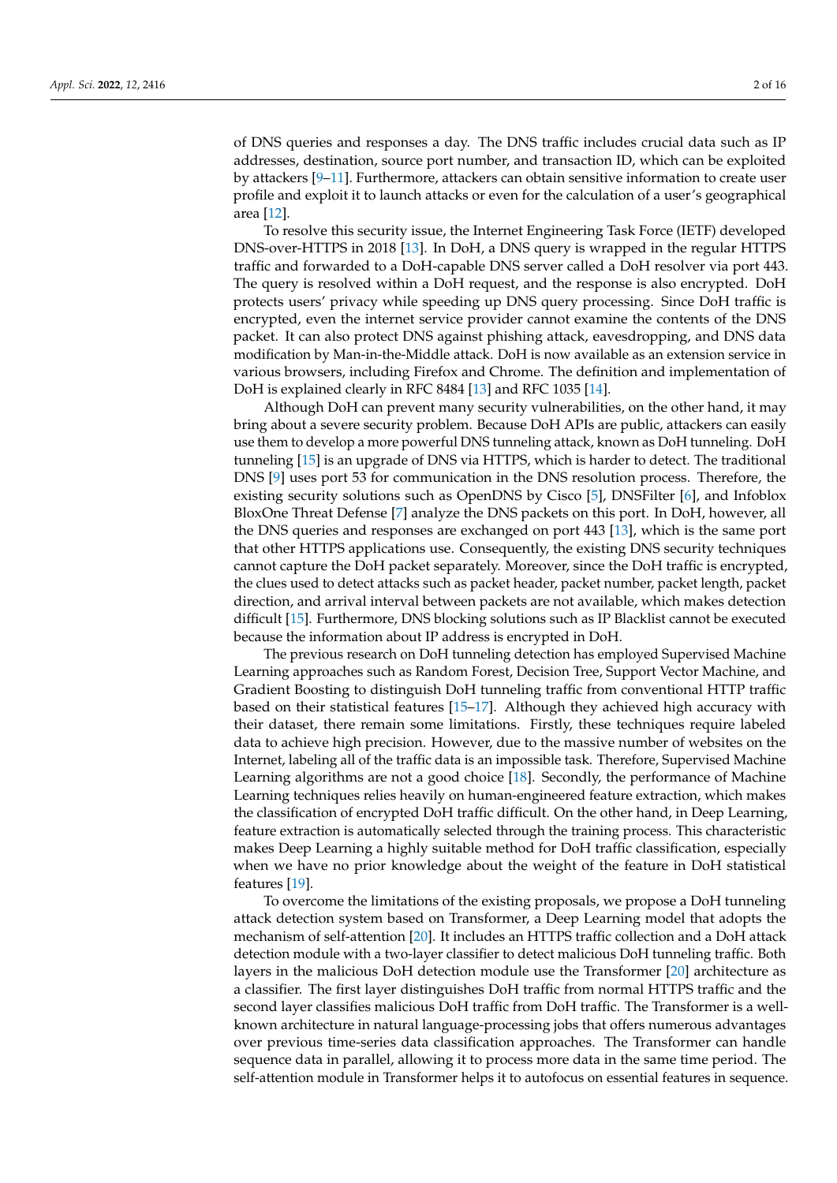of DNS queries and responses a day. The DNS traffic includes crucial data such as IP addresses, destination, source port number, and transaction ID, which can be exploited by attackers [9–11]. Furthermore, attackers can obtain sensitive information to create user profile and exploit it to launch attacks or even for the calculation of a user's geographical area [12].

To resolve this security issue, the Internet Engineering Task Force (IETF) developed DNS-over-HTTPS in 2018 [13]. In DoH, a DNS query is wrapped in the regular HTTPS traffic and forwarded to a DoH-capable DNS server called a DoH resolver via port 443. The query is resolved within a DoH request, and the response is also encrypted. DoH protects users' privacy while speeding up DNS query processing. Since DoH traffic is encrypted, even the internet service provider cannot examine the contents of the DNS packet. It can also protect DNS against phishing attack, eavesdropping, and DNS data modification by Man-in-the-Middle attack. DoH is now available as an extension service in various browsers, including Firefox and Chrome. The definition and implementation of DoH is explained clearly in RFC 8484 [13] and RFC 1035 [14].

Although DoH can prevent many security vulnerabilities, on the other hand, it may bring about a severe security problem. Because DoH APIs are public, attackers can easily use them to develop a more powerful DNS tunneling attack, known as DoH tunneling. DoH tunneling [15] is an upgrade of DNS via HTTPS, which is harder to detect. The traditional DNS [9] uses port 53 for communication in the DNS resolution process. Therefore, the existing security solutions such as OpenDNS by Cisco [5], DNSFilter [6], and Infoblox BloxOne Threat Defense [7] analyze the DNS packets on this port. In DoH, however, all the DNS queries and responses are exchanged on port 443 [13], which is the same port that other HTTPS applications use. Consequently, the existing DNS security techniques cannot capture the DoH packet separately. Moreover, since the DoH traffic is encrypted, the clues used to detect attacks such as packet header, packet number, packet length, packet direction, and arrival interval between packets are not available, which makes detection difficult [15]. Furthermore, DNS blocking solutions such as IP Blacklist cannot be executed because the information about IP address is encrypted in DoH.

The previous research on DoH tunneling detection has employed Supervised Machine Learning approaches such as Random Forest, Decision Tree, Support Vector Machine, and Gradient Boosting to distinguish DoH tunneling traffic from conventional HTTP traffic based on their statistical features [15–17]. Although they achieved high accuracy with their dataset, there remain some limitations. Firstly, these techniques require labeled data to achieve high precision. However, due to the massive number of websites on the Internet, labeling all of the traffic data is an impossible task. Therefore, Supervised Machine Learning algorithms are not a good choice [18]. Secondly, the performance of Machine Learning techniques relies heavily on human-engineered feature extraction, which makes the classification of encrypted DoH traffic difficult. On the other hand, in Deep Learning, feature extraction is automatically selected through the training process. This characteristic makes Deep Learning a highly suitable method for DoH traffic classification, especially when we have no prior knowledge about the weight of the feature in DoH statistical features [19].

To overcome the limitations of the existing proposals, we propose a DoH tunneling attack detection system based on Transformer, a Deep Learning model that adopts the mechanism of self-attention [20]. It includes an HTTPS traffic collection and a DoH attack detection module with a two-layer classifier to detect malicious DoH tunneling traffic. Both layers in the malicious DoH detection module use the Transformer [20] architecture as a classifier. The first layer distinguishes DoH traffic from normal HTTPS traffic and the second layer classifies malicious DoH traffic from DoH traffic. The Transformer is a well-known architecture in natural language-processing jobs that offers numerous advantages over previous time-series data classification approaches. The Transformer can handle sequence data in parallel, allowing it to process more data in the same time period. The self-attention module in Transformer helps it to autofocus on essential features in sequence.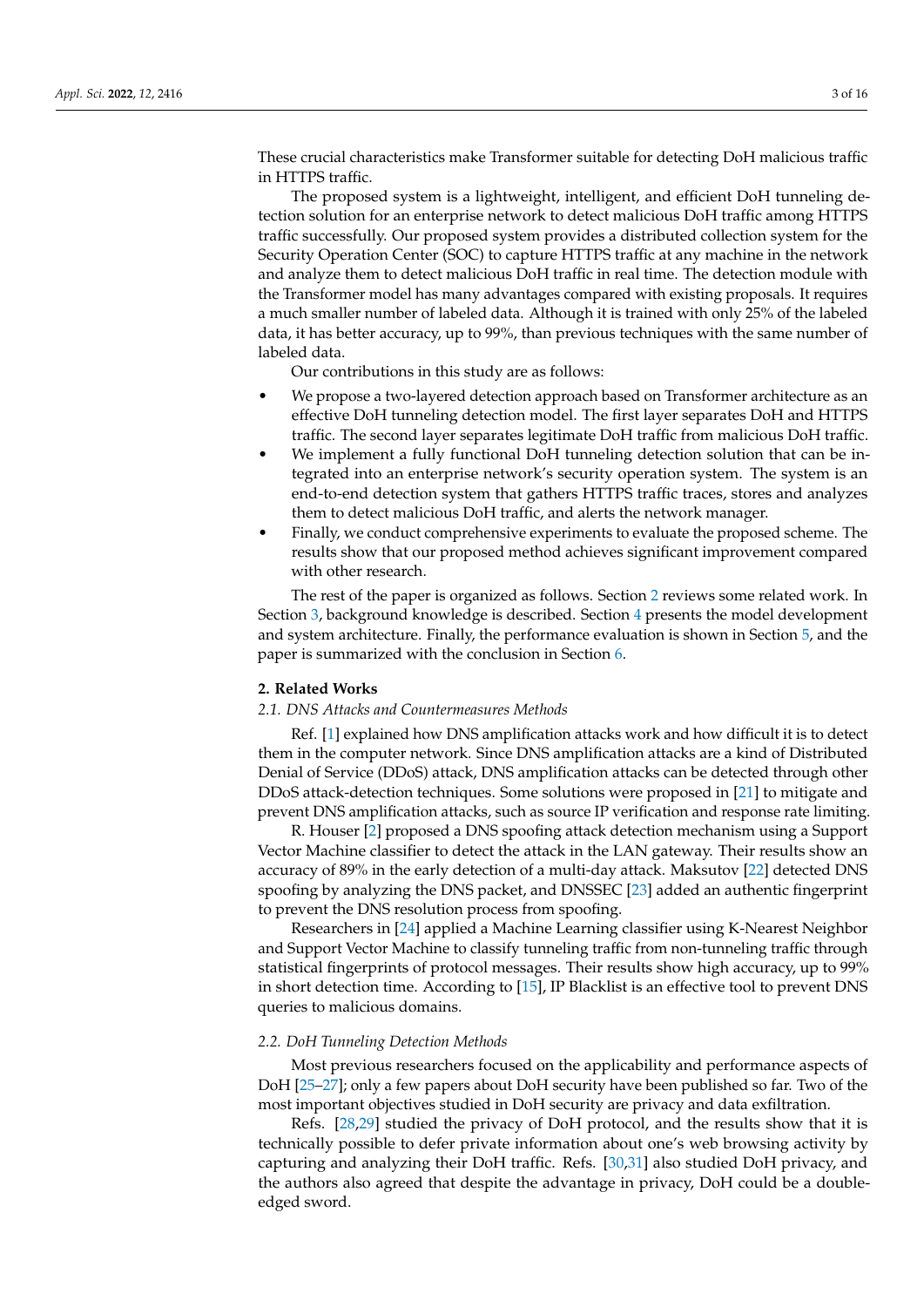These crucial characteristics make Transformer suitable for detecting DoH malicious traffic in HTTPS traffic.

The proposed system is a lightweight, intelligent, and efficient DoH tunneling detection solution for an enterprise network to detect malicious DoH traffic among HTTPS traffic successfully. Our proposed system provides a distributed collection system for the Security Operation Center (SOC) to capture HTTPS traffic at any machine in the network and analyze them to detect malicious DoH traffic in real time. The detection module with the Transformer model has many advantages compared with existing proposals. It requires a much smaller number of labeled data. Although it is trained with only 25% of the labeled data, it has better accuracy, up to 99%, than previous techniques with the same number of labeled data.

Our contributions in this study are as follows:

- We propose a two-layered detection approach based on Transformer architecture as an effective DoH tunneling detection model. The first layer separates DoH and HTTPS traffic. The second layer separates legitimate DoH traffic from malicious DoH traffic.
- We implement a fully functional DoH tunneling detection solution that can be integrated into an enterprise network's security operation system. The system is an end-to-end detection system that gathers HTTPS traffic traces, stores and analyzes them to detect malicious DoH traffic, and alerts the network manager.
- Finally, we conduct comprehensive experiments to evaluate the proposed scheme. The results show that our proposed method achieves significant improvement compared with other research.

The rest of the paper is organized as follows. Section 2 reviews some related work. In Section 3, background knowledge is described. Section 4 presents the model development and system architecture. Finally, the performance evaluation is shown in Section 5, and the paper is summarized with the conclusion in Section 6.

## 2. Related Works

### *2.1. DNS Attacks and Countermeasures Methods*

Ref. [1] explained how DNS amplification attacks work and how difficult it is to detect them in the computer network. Since DNS amplification attacks are a kind of Distributed Denial of Service (DDoS) attack, DNS amplification attacks can be detected through other DDoS attack-detection techniques. Some solutions were proposed in [21] to mitigate and prevent DNS amplification attacks, such as source IP verification and response rate limiting.

R. Houser [2] proposed a DNS spoofing attack detection mechanism using a Support Vector Machine classifier to detect the attack in the LAN gateway. Their results show an accuracy of 89% in the early detection of a multi-day attack. Maksutov [22] detected DNS spoofing by analyzing the DNS packet, and DNSSEC [23] added an authentic fingerprint to prevent the DNS resolution process from spoofing.

Researchers in [24] applied a Machine Learning classifier using K-Nearest Neighbor and Support Vector Machine to classify tunneling traffic from non-tunneling traffic through statistical fingerprints of protocol messages. Their results show high accuracy, up to 99% in short detection time. According to [15], IP Blacklist is an effective tool to prevent DNS queries to malicious domains.

### *2.2. DoH Tunneling Detection Methods*

Most previous researchers focused on the applicability and performance aspects of DoH [25–27]; only a few papers about DoH security have been published so far. Two of the most important objectives studied in DoH security are privacy and data exfiltration.

Refs. [28,29] studied the privacy of DoH protocol, and the results show that it is technically possible to defer private information about one's web browsing activity by capturing and analyzing their DoH traffic. Refs. [30,31] also studied DoH privacy, and the authors also agreed that despite the advantage in privacy, DoH could be a double-edged sword.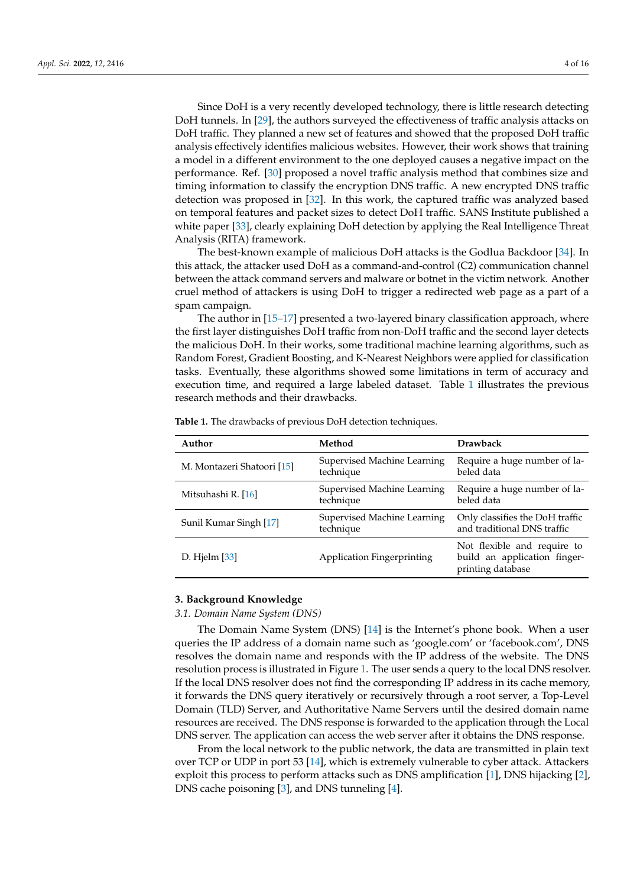Since DoH is a very recently developed technology, there is little research detecting DoH tunnels. In [29], the authors surveyed the effectiveness of traffic analysis attacks on DoH traffic. They planned a new set of features and showed that the proposed DoH traffic analysis effectively identifies malicious websites. However, their work shows that training a model in a different environment to the one deployed causes a negative impact on the performance. Ref. [30] proposed a novel traffic analysis method that combines size and timing information to classify the encryption DNS traffic. A new encrypted DNS traffic detection was proposed in [32]. In this work, the captured traffic was analyzed based on temporal features and packet sizes to detect DoH traffic. SANS Institute published a white paper [33], clearly explaining DoH detection by applying the Real Intelligence Threat Analysis (RITA) framework.

The best-known example of malicious DoH attacks is the Godlua Backdoor [34]. In this attack, the attacker used DoH as a command-and-control (C2) communication channel between the attack command servers and malware or botnet in the victim network. Another cruel method of attackers is using DoH to trigger a redirected web page as a part of a spam campaign.

The author in [15–17] presented a two-layered binary classification approach, where the first layer distinguishes DoH traffic from non-DoH traffic and the second layer detects the malicious DoH. In their works, some traditional machine learning algorithms, such as Random Forest, Gradient Boosting, and K-Nearest Neighbors were applied for classification tasks. Eventually, these algorithms showed some limitations in term of accuracy and execution time, and required a large labeled dataset. Table 1 illustrates the previous research methods and their drawbacks.

**Table 1.** The drawbacks of previous DoH detection techniques.

| Author | Method | Drawback |
|---|---|---|
| M. Montazeri Shatoori [15] | Supervised Machine Learning technique | Require a huge number of labeled data |
| Mitsuhashi R. [16] | Supervised Machine Learning technique | Require a huge number of labeled data |
| Sunil Kumar Singh [17] | Supervised Machine Learning technique | Only classifies the DoH traffic and traditional DNS traffic |
| D. Hjelm [33] | Application Fingerprinting | Not flexible and require to build an application fingerprinting database |

## 3. Background Knowledge

### *3.1. Domain Name System (DNS)*

The Domain Name System (DNS) [14] is the Internet's phone book. When a user queries the IP address of a domain name such as 'google.com' or 'facebook.com', DNS resolves the domain name and responds with the IP address of the website. The DNS resolution process is illustrated in Figure 1. The user sends a query to the local DNS resolver. If the local DNS resolver does not find the corresponding IP address in its cache memory, it forwards the DNS query iteratively or recursively through a root server, a Top-Level Domain (TLD) Server, and Authoritative Name Servers until the desired domain name resources are received. The DNS response is forwarded to the application through the Local DNS server. The application can access the web server after it obtains the DNS response.

From the local network to the public network, the data are transmitted in plain text over TCP or UDP in port 53 [14], which is extremely vulnerable to cyber attack. Attackers exploit this process to perform attacks such as DNS amplification [1], DNS hijacking [2], DNS cache poisoning [3], and DNS tunneling [4].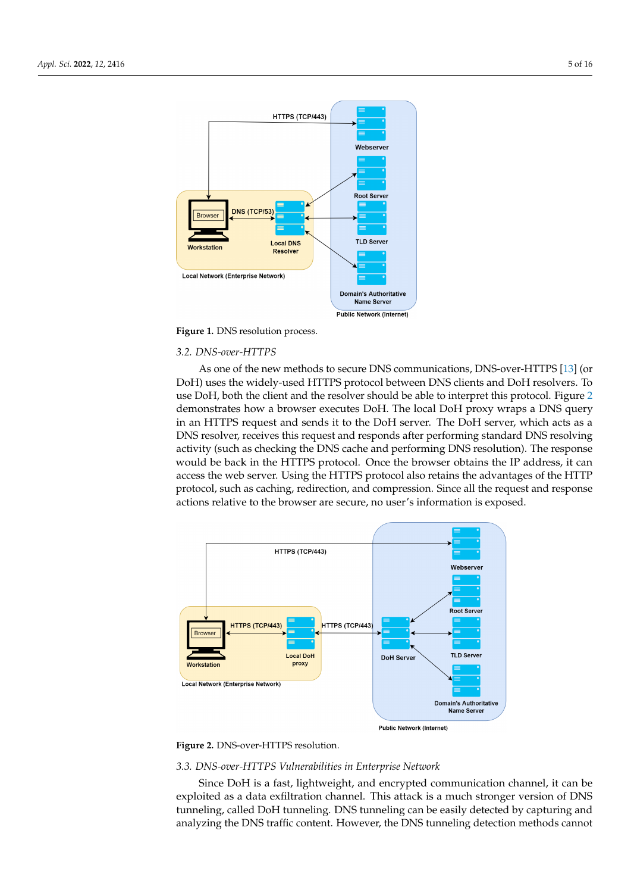Figure 1. DNS resolution process.

### 3.2. DNS-over-HTTPS

As one of the new methods to secure DNS communications, DNS-over-HTTPS [13] (or DoH) uses the widely-used HTTPS protocol between DNS clients and DoH resolvers. To use DoH, both the client and the resolver should be able to interpret this protocol. Figure 2 demonstrates how a browser executes DoH. The local DoH proxy wraps a DNS query in an HTTPS request and sends it to the DoH server. The DoH server, which acts as a DNS resolver, receives this request and responds after performing standard DNS resolving activity (such as checking the DNS cache and performing DNS resolution). The response would be back in the HTTPS protocol. Once the browser obtains the IP address, it can access the web server. Using the HTTPS protocol also retains the advantages of the HTTP protocol, such as caching, redirection, and compression. Since all the request and response actions relative to the browser are secure, no user's information is exposed.

Figure 2. DNS-over-HTTPS resolution.

### 3.3. DNS-over-HTTPS Vulnerabilities in Enterprise Network

Since DoH is a fast, lightweight, and encrypted communication channel, it can be exploited as a data exfiltration channel. This attack is a much stronger version of DNS tunneling, called DoH tunneling. DNS tunneling can be easily detected by capturing and analyzing the DNS traffic content. However, the DNS tunneling detection methods cannot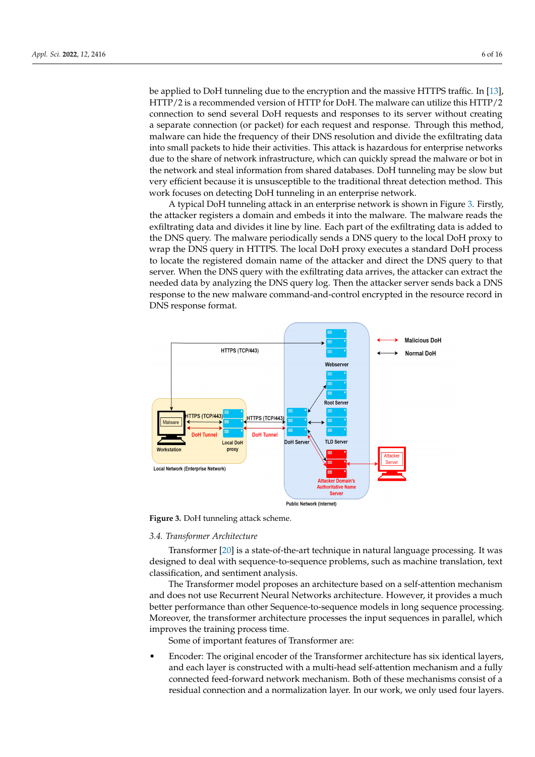be applied to DoH tunneling due to the encryption and the massive HTTPS traffic. In [13], HTTP/2 is a recommended version of HTTP for DoH. The malware can utilize this HTTP/2 connection to send several DoH requests and responses to its server without creating a separate connection (or packet) for each request and response. Through this method, malware can hide the frequency of their DNS resolution and divide the exfiltrating data into small packets to hide their activities. This attack is hazardous for enterprise networks due to the share of network infrastructure, which can quickly spread the malware or bot in the network and steal information from shared databases. DoH tunneling may be slow but very efficient because it is unsusceptible to the traditional threat detection method. This work focuses on detecting DoH tunneling in an enterprise network.

A typical DoH tunneling attack in an enterprise network is shown in Figure 3. Firstly, the attacker registers a domain and embeds it into the malware. The malware reads the exfiltrating data and divides it line by line. Each part of the exfiltrating data is added to the DNS query. The malware periodically sends a DNS query to the local DoH proxy to wrap the DNS query in HTTPS. The local DoH proxy executes a standard DoH process to locate the registered domain name of the attacker and direct the DNS query to that server. When the DNS query with the exfiltrating data arrives, the attacker can extract the needed data by analyzing the DNS query log. Then the attacker server sends back a DNS response to the new malware command-and-control encrypted in the resource record in DNS response format.

**Figure 3.** DoH tunneling attack scheme.

### 3.4. Transformer Architecture

Transformer [20] is a state-of-the-art technique in natural language processing. It was designed to deal with sequence-to-sequence problems, such as machine translation, text classification, and sentiment analysis.

The Transformer model proposes an architecture based on a self-attention mechanism and does not use Recurrent Neural Networks architecture. However, it provides a much better performance than other Sequence-to-sequence models in long sequence processing. Moreover, the transformer architecture processes the input sequences in parallel, which improves the training process time.

Some of important features of Transformer are:

- Encoder: The original encoder of the Transformer architecture has six identical layers, and each layer is constructed with a multi-head self-attention mechanism and a fully connected feed-forward network mechanism. Both of these mechanisms consist of a residual connection and a normalization layer. In our work, we only used four layers.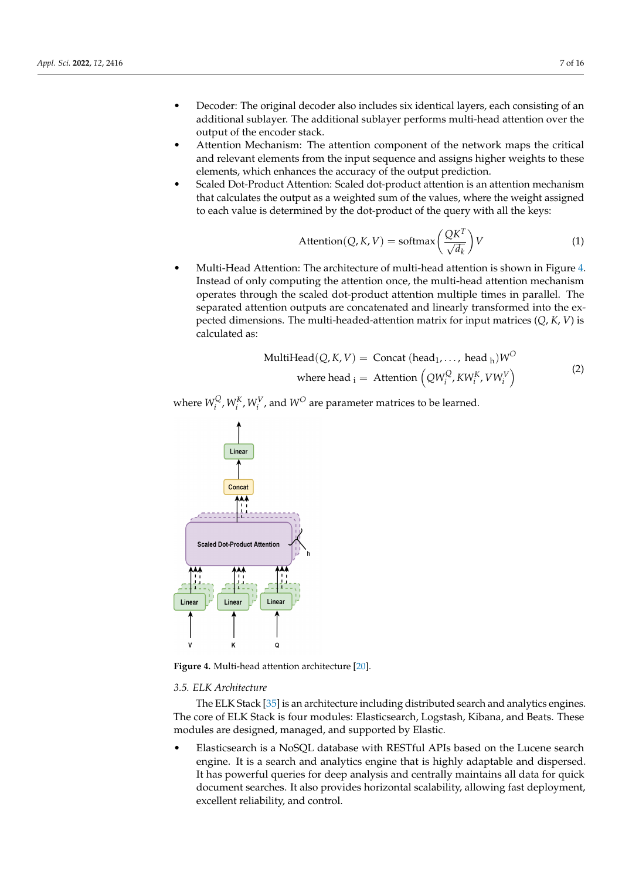- Decoder: The original decoder also includes six identical layers, each consisting of an additional sublayer. The additional sublayer performs multi-head attention over the output of the encoder stack.
- Attention Mechanism: The attention component of the network maps the critical and relevant elements from the input sequence and assigns higher weights to these elements, which enhances the accuracy of the output prediction.
- Scaled Dot-Product Attention: Scaled dot-product attention is an attention mechanism that calculates the output as a weighted sum of the values, where the weight assigned to each value is determined by the dot-product of the query with all the keys:

$$\text{Attention}(Q, K, V) = \text{softmax}\left(\frac{QK^T}{\sqrt{d_k}}\right)V \tag{1}$$

- Multi-Head Attention: The architecture of multi-head attention is shown in Figure 4. Instead of only computing the attention once, the multi-head attention mechanism operates through the scaled dot-product attention multiple times in parallel. The separated attention outputs are concatenated and linearly transformed into the expected dimensions. The multi-headed-attention matrix for input matrices ($Q$, $K$, $V$) is calculated as:

$$\begin{aligned} \text{MultiHead}(Q, K, V) &= \text{Concat}\left(\text{head}_1, \ldots, \text{head}_h\right)W^O \\ \text{where head}_i &= \text{Attention}\left(QW_i^Q, KW_i^K, VW_i^V\right) \end{aligned} \tag{2}$$

where $W_i^Q, W_i^K, W_i^V$, and $W^O$ are parameter matrices to be learned.

**Figure 4.** Multi-head attention architecture [20].

### 3.5. ELK Architecture

The ELK Stack [35] is an architecture including distributed search and analytics engines. The core of ELK Stack is four modules: Elasticsearch, Logstash, Kibana, and Beats. These modules are designed, managed, and supported by Elastic.

- Elasticsearch is a NoSQL database with RESTful APIs based on the Lucene search engine. It is a search and analytics engine that is highly adaptable and dispersed. It has powerful queries for deep analysis and centrally maintains all data for quick document searches. It also provides horizontal scalability, allowing fast deployment, excellent reliability, and control.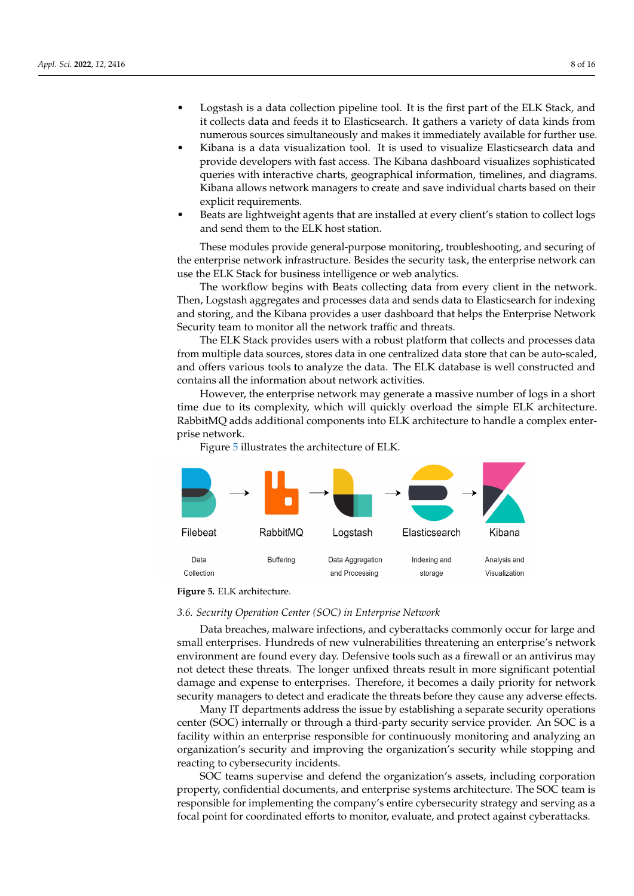- Logstash is a data collection pipeline tool. It is the first part of the ELK Stack, and it collects data and feeds it to Elasticsearch. It gathers a variety of data kinds from numerous sources simultaneously and makes it immediately available for further use.
- Kibana is a data visualization tool. It is used to visualize Elasticsearch data and provide developers with fast access. The Kibana dashboard visualizes sophisticated queries with interactive charts, geographical information, timelines, and diagrams. Kibana allows network managers to create and save individual charts based on their explicit requirements.
- Beats are lightweight agents that are installed at every client's station to collect logs and send them to the ELK host station.

These modules provide general-purpose monitoring, troubleshooting, and securing of the enterprise network infrastructure. Besides the security task, the enterprise network can use the ELK Stack for business intelligence or web analytics.

The workflow begins with Beats collecting data from every client in the network. Then, Logstash aggregates and processes data and sends data to Elasticsearch for indexing and storing, and the Kibana provides a user dashboard that helps the Enterprise Network Security team to monitor all the network traffic and threats.

The ELK Stack provides users with a robust platform that collects and processes data from multiple data sources, stores data in one centralized data store that can be auto-scaled, and offers various tools to analyze the data. The ELK database is well constructed and contains all the information about network activities.

However, the enterprise network may generate a massive number of logs in a short time due to its complexity, which will quickly overload the simple ELK architecture. RabbitMQ adds additional components into ELK architecture to handle a complex enterprise network.

Figure 5 illustrates the architecture of ELK.

Filebeat → RabbitMQ → Logstash → Elasticsearch → Kibana

Data Collection | Buffering | Data Aggregation and Processing | Indexing and storage | Analysis and Visualization

**Figure 5.** ELK architecture.

### 3.6. Security Operation Center (SOC) in Enterprise Network

Data breaches, malware infections, and cyberattacks commonly occur for large and small enterprises. Hundreds of new vulnerabilities threatening an enterprise's network environment are found every day. Defensive tools such as a firewall or an antivirus may not detect these threats. The longer unfixed threats result in more significant potential damage and expense to enterprises. Therefore, it becomes a daily priority for network security managers to detect and eradicate the threats before they cause any adverse effects.

Many IT departments address the issue by establishing a separate security operations center (SOC) internally or through a third-party security service provider. An SOC is a facility within an enterprise responsible for continuously monitoring and analyzing an organization's security and improving the organization's security while stopping and reacting to cybersecurity incidents.

SOC teams supervise and defend the organization's assets, including corporation property, confidential documents, and enterprise systems architecture. The SOC team is responsible for implementing the company's entire cybersecurity strategy and serving as a focal point for coordinated efforts to monitor, evaluate, and protect against cyberattacks.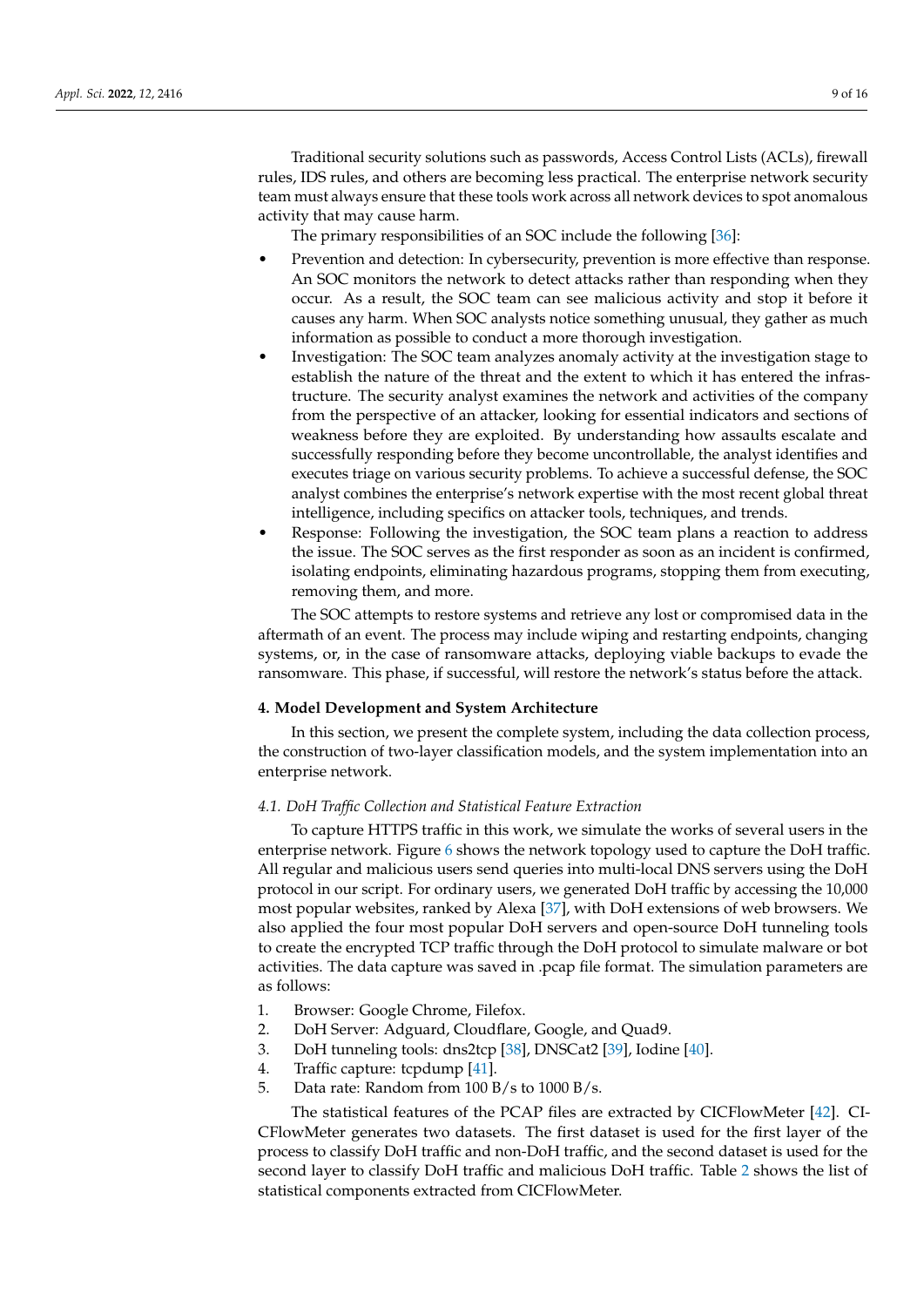Traditional security solutions such as passwords, Access Control Lists (ACLs), firewall rules, IDS rules, and others are becoming less practical. The enterprise network security team must always ensure that these tools work across all network devices to spot anomalous activity that may cause harm.

The primary responsibilities of an SOC include the following [36]:

- Prevention and detection: In cybersecurity, prevention is more effective than response. An SOC monitors the network to detect attacks rather than responding when they occur. As a result, the SOC team can see malicious activity and stop it before it causes any harm. When SOC analysts notice something unusual, they gather as much information as possible to conduct a more thorough investigation.
- Investigation: The SOC team analyzes anomaly activity at the investigation stage to establish the nature of the threat and the extent to which it has entered the infrastructure. The security analyst examines the network and activities of the company from the perspective of an attacker, looking for essential indicators and sections of weakness before they are exploited. By understanding how assaults escalate and successfully responding before they become uncontrollable, the analyst identifies and executes triage on various security problems. To achieve a successful defense, the SOC analyst combines the enterprise's network expertise with the most recent global threat intelligence, including specifics on attacker tools, techniques, and trends.
- Response: Following the investigation, the SOC team plans a reaction to address the issue. The SOC serves as the first responder as soon as an incident is confirmed, isolating endpoints, eliminating hazardous programs, stopping them from executing, removing them, and more.

The SOC attempts to restore systems and retrieve any lost or compromised data in the aftermath of an event. The process may include wiping and restarting endpoints, changing systems, or, in the case of ransomware attacks, deploying viable backups to evade the ransomware. This phase, if successful, will restore the network's status before the attack.

## 4. Model Development and System Architecture

In this section, we present the complete system, including the data collection process, the construction of two-layer classification models, and the system implementation into an enterprise network.

### *4.1. DoH Traffic Collection and Statistical Feature Extraction*

To capture HTTPS traffic in this work, we simulate the works of several users in the enterprise network. Figure 6 shows the network topology used to capture the DoH traffic. All regular and malicious users send queries into multi-local DNS servers using the DoH protocol in our script. For ordinary users, we generated DoH traffic by accessing the 10,000 most popular websites, ranked by Alexa [37], with DoH extensions of web browsers. We also applied the four most popular DoH servers and open-source DoH tunneling tools to create the encrypted TCP traffic through the DoH protocol to simulate malware or bot activities. The data capture was saved in .pcap file format. The simulation parameters are as follows:

1. Browser: Google Chrome, Filefox.
2. DoH Server: Adguard, Cloudflare, Google, and Quad9.
3. DoH tunneling tools: dns2tcp [38], DNSCat2 [39], Iodine [40].
4. Traffic capture: tcpdump [41].
5. Data rate: Random from 100 B/s to 1000 B/s.

The statistical features of the PCAP files are extracted by CICFlowMeter [42]. CICFlowMeter generates two datasets. The first dataset is used for the first layer of the process to classify DoH traffic and non-DoH traffic, and the second dataset is used for the second layer to classify DoH traffic and malicious DoH traffic. Table 2 shows the list of statistical components extracted from CICFlowMeter.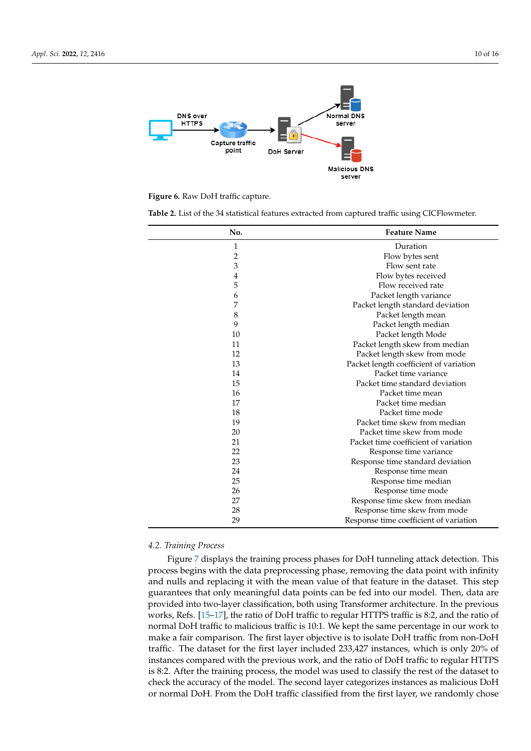**Figure 6.** Raw DoH traffic capture.

**Table 2.** List of the 34 statistical features extracted from captured traffic using CICFlowmeter.

| No. | Feature Name |
|---|---|
| 1 | Duration |
| 2 | Flow bytes sent |
| 3 | Flow sent rate |
| 4 | Flow bytes received |
| 5 | Flow received rate |
| 6 | Packet length variance |
| 7 | Packet length standard deviation |
| 8 | Packet length mean |
| 9 | Packet length median |
| 10 | Packet length Mode |
| 11 | Packet length skew from median |
| 12 | Packet length skew from mode |
| 13 | Packet length coefficient of variation |
| 14 | Packet time variance |
| 15 | Packet time standard deviation |
| 16 | Packet time mean |
| 17 | Packet time median |
| 18 | Packet time mode |
| 19 | Packet time skew from median |
| 20 | Packet time skew from mode |
| 21 | Packet time coefficient of variation |
| 22 | Response time variance |
| 23 | Response time standard deviation |
| 24 | Response time mean |
| 25 | Response time median |
| 26 | Response time mode |
| 27 | Response time skew from median |
| 28 | Response time skew from mode |
| 29 | Response time coefficient of variation |

### 4.2. Training Process

Figure 7 displays the training process phases for DoH tunneling attack detection. This process begins with the data preprocessing phase, removing the data point with infinity and nulls and replacing it with the mean value of that feature in the dataset. This step guarantees that only meaningful data points can be fed into our model. Then, data are provided into two-layer classification, both using Transformer architecture. In the previous works, Refs. [15–17], the ratio of DoH traffic to regular HTTPS traffic is 8:2, and the ratio of normal DoH traffic to malicious traffic is 10:1. We kept the same percentage in our work to make a fair comparison. The first layer objective is to isolate DoH traffic from non-DoH traffic. The dataset for the first layer included 233,427 instances, which is only 20% of instances compared with the previous work, and the ratio of DoH traffic to regular HTTPS is 8:2. After the training process, the model was used to classify the rest of the dataset to check the accuracy of the model. The second layer categorizes instances as malicious DoH or normal DoH. From the DoH traffic classified from the first layer, we randomly chose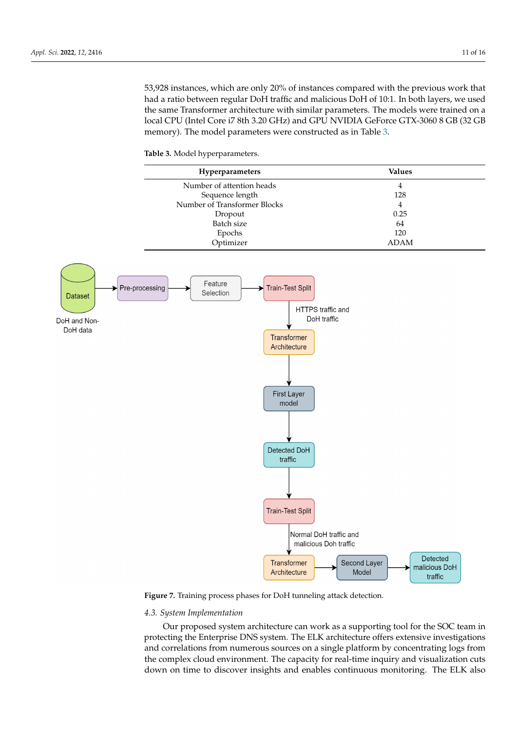53,928 instances, which are only 20% of instances compared with the previous work that had a ratio between regular DoH traffic and malicious DoH of 10:1. In both layers, we used the same Transformer architecture with similar parameters. The models were trained on a local CPU (Intel Core i7 8th 3.20 GHz) and GPU NVIDIA GeForce GTX-3060 8 GB (32 GB memory). The model parameters were constructed as in Table 3.

**Table 3.** Model hyperparameters.

| Hyperparameters | Values |
|---|---|
| Number of attention heads | 4 |
| Sequence length | 128 |
| Number of Transformer Blocks | 4 |
| Dropout | 0.25 |
| Batch size | 64 |
| Epochs | 120 |
| Optimizer | ADAM |

**Figure 7.** Training process phases for DoH tunneling attack detection.

### 4.3. System Implementation

Our proposed system architecture can work as a supporting tool for the SOC team in protecting the Enterprise DNS system. The ELK architecture offers extensive investigations and correlations from numerous sources on a single platform by concentrating logs from the complex cloud environment. The capacity for real-time inquiry and visualization cuts down on time to discover insights and enables continuous monitoring. The ELK also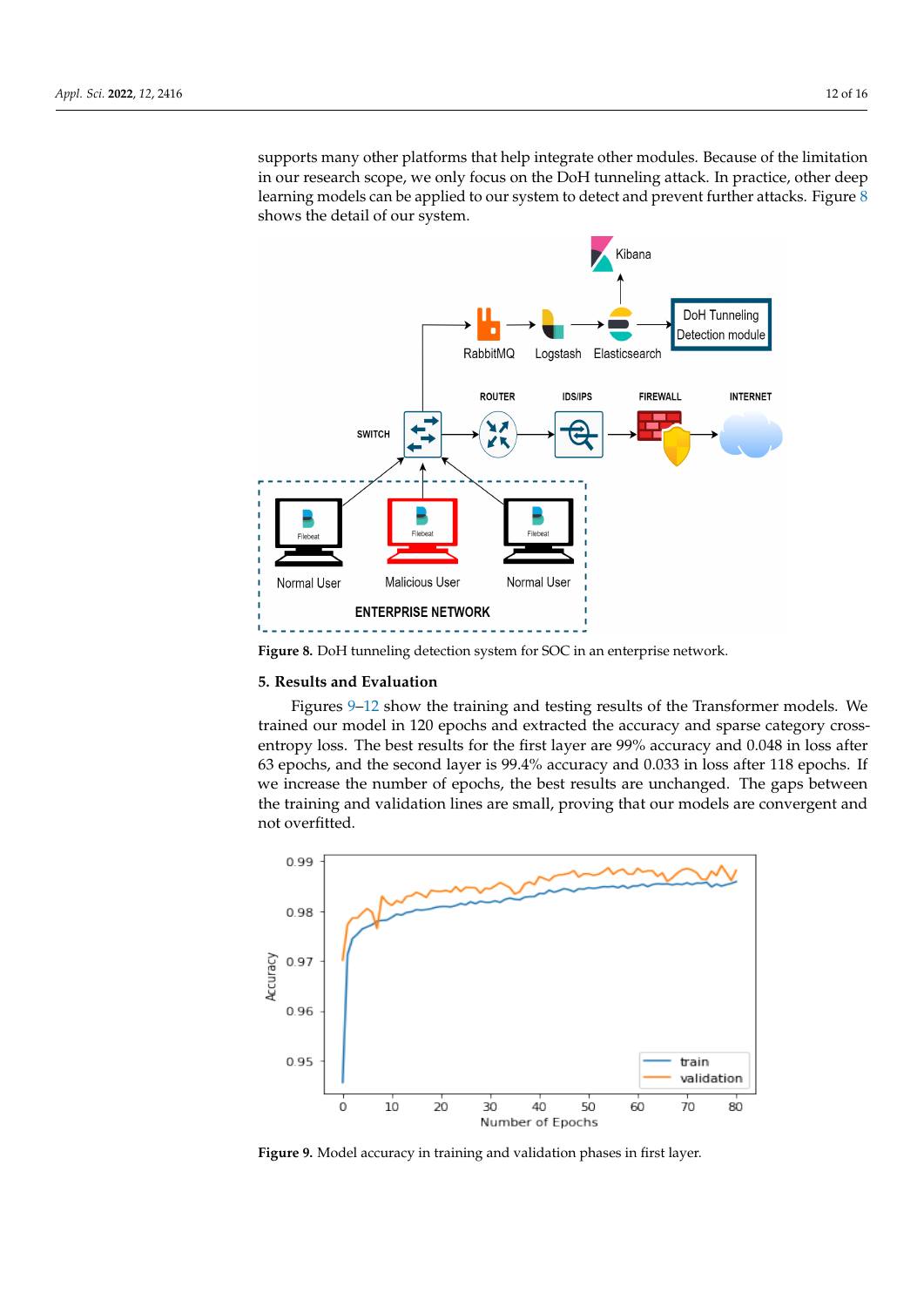supports many other platforms that help integrate other modules. Because of the limitation in our research scope, we only focus on the DoH tunneling attack. In practice, other deep learning models can be applied to our system to detect and prevent further attacks. Figure 8 shows the detail of our system.

**Figure 8.** DoH tunneling detection system for SOC in an enterprise network.

## 5. Results and Evaluation

Figures 9–12 show the training and testing results of the Transformer models. We trained our model in 120 epochs and extracted the accuracy and sparse category cross-entropy loss. The best results for the first layer are 99% accuracy and 0.048 in loss after 63 epochs, and the second layer is 99.4% accuracy and 0.033 in loss after 118 epochs. If we increase the number of epochs, the best results are unchanged. The gaps between the training and validation lines are small, proving that our models are convergent and not overfitted.

**Figure 9.** Model accuracy in training and validation phases in first layer.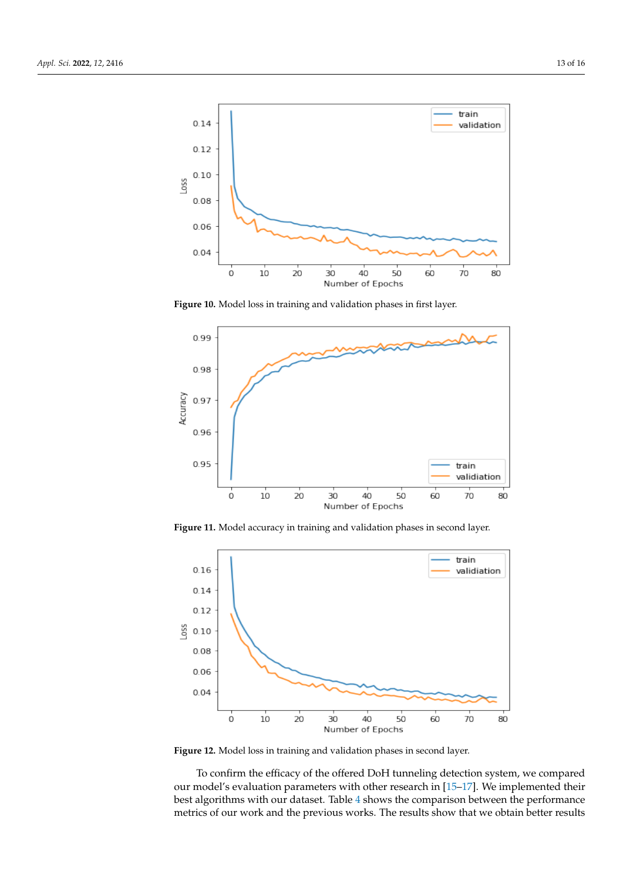**Figure 10.** Model loss in training and validation phases in first layer.

**Figure 11.** Model accuracy in training and validation phases in second layer.

**Figure 12.** Model loss in training and validation phases in second layer.

To confirm the efficacy of the offered DoH tunneling detection system, we compared our model's evaluation parameters with other research in [15–17]. We implemented their best algorithms with our dataset. Table 4 shows the comparison between the performance metrics of our work and the previous works. The results show that we obtain better results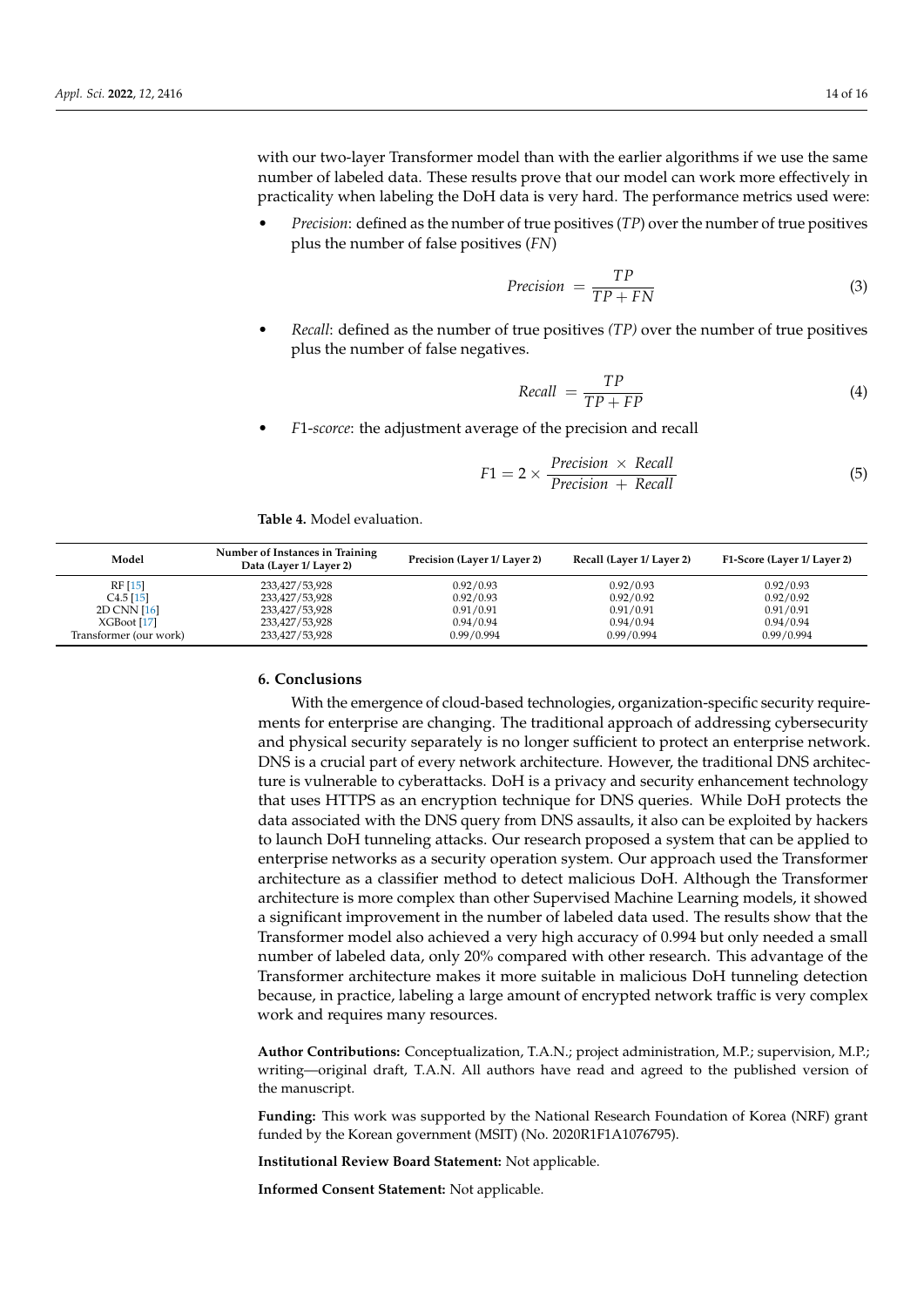with our two-layer Transformer model than with the earlier algorithms if we use the same number of labeled data. These results prove that our model can work more effectively in practicality when labeling the DoH data is very hard. The performance metrics used were:

- *Precision*: defined as the number of true positives (*TP*) over the number of true positives plus the number of false positives (*FN*)

$$Precision = \frac{TP}{TP + FN} \tag{3}$$

- *Recall*: defined as the number of true positives *(TP)* over the number of true positives plus the number of false negatives.

$$Recall = \frac{TP}{TP + FP} \tag{4}$$

- *F*1*-scorce*: the adjustment average of the precision and recall

$$F1 = 2 \times \frac{Precision \times Recall}{Precision + Recall} \tag{5}$$

**Table 4.** Model evaluation.

| Model | Number of Instances in Training Data (Layer 1/ Layer 2) | Precision (Layer 1/ Layer 2) | Recall (Layer 1/ Layer 2) | F1-Score (Layer 1/ Layer 2) |
|---|---|---|---|---|
| RF [15] | 233,427/53,928 | 0.92/0.93 | 0.92/0.93 | 0.92/0.93 |
| C4.5 [15] | 233,427/53,928 | 0.92/0.93 | 0.92/0.92 | 0.92/0.92 |
| 2D CNN [16] | 233,427/53,928 | 0.91/0.91 | 0.91/0.91 | 0.91/0.91 |
| XGBoot [17] | 233,427/53,928 | 0.94/0.94 | 0.94/0.94 | 0.94/0.94 |
| Transformer (our work) | 233,427/53,928 | 0.99/0.994 | 0.99/0.994 | 0.99/0.994 |

## 6. Conclusions

With the emergence of cloud-based technologies, organization-specific security requirements for enterprise are changing. The traditional approach of addressing cybersecurity and physical security separately is no longer sufficient to protect an enterprise network. DNS is a crucial part of every network architecture. However, the traditional DNS architecture is vulnerable to cyberattacks. DoH is a privacy and security enhancement technology that uses HTTPS as an encryption technique for DNS queries. While DoH protects the data associated with the DNS query from DNS assaults, it also can be exploited by hackers to launch DoH tunneling attacks. Our research proposed a system that can be applied to enterprise networks as a security operation system. Our approach used the Transformer architecture as a classifier method to detect malicious DoH. Although the Transformer architecture is more complex than other Supervised Machine Learning models, it showed a significant improvement in the number of labeled data used. The results show that the Transformer model also achieved a very high accuracy of 0.994 but only needed a small number of labeled data, only 20% compared with other research. This advantage of the Transformer architecture makes it more suitable in malicious DoH tunneling detection because, in practice, labeling a large amount of encrypted network traffic is very complex work and requires many resources.

**Author Contributions:** Conceptualization, T.A.N.; project administration, M.P.; supervision, M.P.; writing—original draft, T.A.N. All authors have read and agreed to the published version of the manuscript.

**Funding:** This work was supported by the National Research Foundation of Korea (NRF) grant funded by the Korean government (MSIT) (No. 2020R1F1A1076795).

**Institutional Review Board Statement:** Not applicable.

**Informed Consent Statement:** Not applicable.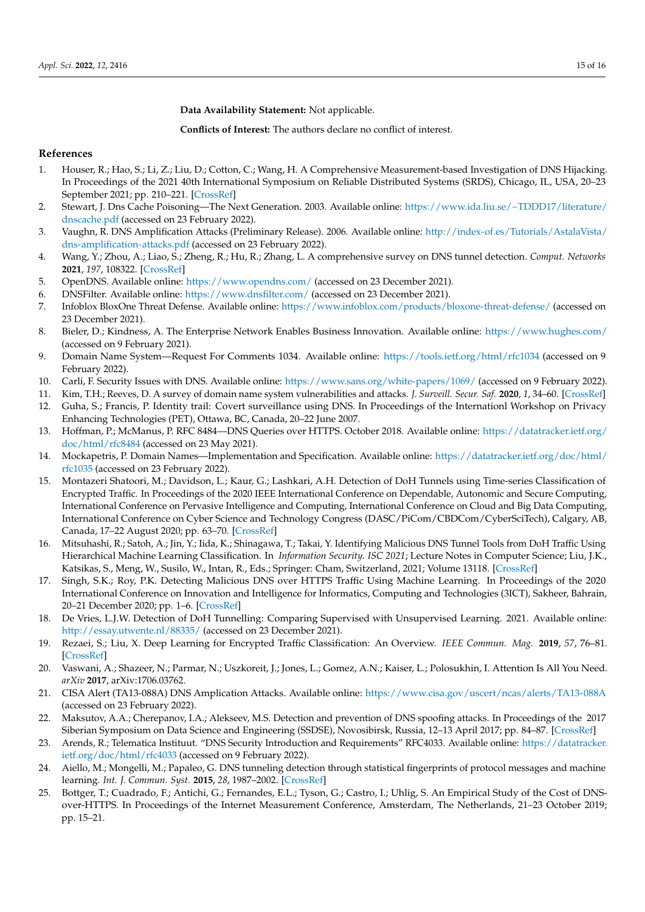**Data Availability Statement:** Not applicable.

**Conflicts of Interest:** The authors declare no conflict of interest.

## References

1. Houser, R.; Hao, S.; Li, Z.; Liu, D.; Cotton, C.; Wang, H. A Comprehensive Measurement-based Investigation of DNS Hijacking. In Proceedings of the 2021 40th International Symposium on Reliable Distributed Systems (SRDS), Chicago, IL, USA, 20–23 September 2021; pp. 210–221. [CrossRef]
2. Stewart, J. Dns Cache Poisoning—The Next Generation. 2003. Available online: https://www.ida.liu.se/~TDDD17/literature/dnscache.pdf (accessed on 23 February 2022).
3. Vaughn, R. DNS Amplification Attacks (Preliminary Release). 2006. Available online: http://index-of.es/Tutorials/AstalaVista/dns-amplification-attacks.pdf (accessed on 23 February 2022).
4. Wang, Y.; Zhou, A.; Liao, S.; Zheng, R.; Hu, R.; Zhang, L. A comprehensive survey on DNS tunnel detection. *Comput. Networks* **2021**, *197*, 108322. [CrossRef]
5. OpenDNS. Available online: https://www.opendns.com/ (accessed on 23 December 2021).
6. DNSFilter. Available online: https://www.dnsfilter.com/ (accessed on 23 December 2021).
7. Infoblox BloxOne Threat Defense. Available online: https://www.infoblox.com/products/bloxone-threat-defense/ (accessed on 23 December 2021).
8. Bieler, D.; Kindness, A. The Enterprise Network Enables Business Innovation. Available online: https://www.hughes.com/ (accessed on 9 February 2021).
9. Domain Name System—Request For Comments 1034. Available online: https://tools.ietf.org/html/rfc1034 (accessed on 9 February 2022).
10. Carli, F. Security Issues with DNS. Available online: https://www.sans.org/white-papers/1069/ (accessed on 9 February 2022).
11. Kim, T.H.; Reeves, D. A survey of domain name system vulnerabilities and attacks. *J. Surveill. Secur. Saf.* **2020**, *1*, 34–60. [CrossRef]
12. Guha, S.; Francis, P. Identity trail: Covert surveillance using DNS. In Proceedings of the Internationl Workshop on Privacy Enhancing Technologies (PET), Ottawa, BC, Canada, 20–22 June 2007.
13. Hoffman, P.; McManus, P. RFC 8484—DNS Queries over HTTPS. October 2018. Available online: https://datatracker.ietf.org/doc/html/rfc8484 (accessed on 23 May 2021).
14. Mockapetris, P. Domain Names—Implementation and Specification. Available online: https://datatracker.ietf.org/doc/html/rfc1035 (accessed on 23 February 2022).
15. Montazeri Shatoori, M.; Davidson, L.; Kaur, G.; Lashkari, A.H. Detection of DoH Tunnels using Time-series Classification of Encrypted Traffic. In Proceedings of the 2020 IEEE International Conference on Dependable, Autonomic and Secure Computing, International Conference on Pervasive Intelligence and Computing, International Conference on Cloud and Big Data Computing, International Conference on Cyber Science and Technology Congress (DASC/PiCom/CBDCom/CyberSciTech), Calgary, AB, Canada, 17–22 August 2020; pp. 63–70. [CrossRef]
16. Mitsuhashi, R.; Satoh, A.; Jin, Y.; Iida, K.; Shinagawa, T.; Takai, Y. Identifying Malicious DNS Tunnel Tools from DoH Traffic Using Hierarchical Machine Learning Classification. In *Information Security. ISC 2021*; Lecture Notes in Computer Science; Liu, J.K., Katsikas, S., Meng, W., Susilo, W., Intan, R., Eds.; Springer: Cham, Switzerland, 2021; Volume 13118. [CrossRef]
17. Singh, S.K.; Roy, P.K. Detecting Malicious DNS over HTTPS Traffic Using Machine Learning. In Proceedings of the 2020 International Conference on Innovation and Intelligence for Informatics, Computing and Technologies (3ICT), Sakheer, Bahrain, 20–21 December 2020; pp. 1–6. [CrossRef]
18. De Vries, L.J.W. Detection of DoH Tunnelling: Comparing Supervised with Unsupervised Learning. 2021. Available online: http://essay.utwente.nl/88335/ (accessed on 23 December 2021).
19. Rezaei, S.; Liu, X. Deep Learning for Encrypted Traffic Classification: An Overview. *IEEE Commun. Mag.* **2019**, *57*, 76–81. [CrossRef]
20. Vaswani, A.; Shazeer, N.; Parmar, N.; Uszkoreit, J.; Jones, L.; Gomez, A.N.; Kaiser, L.; Polosukhin, I. Attention Is All You Need. *arXiv* **2017**, arXiv:1706.03762.
21. CISA Alert (TA13-088A) DNS Amplication Attacks. Available online: https://www.cisa.gov/uscert/ncas/alerts/TA13-088A (accessed on 23 February 2022).
22. Maksutov, A.A.; Cherepanov, I.A.; Alekseev, M.S. Detection and prevention of DNS spoofing attacks. In Proceedings of the 2017 Siberian Symposium on Data Science and Engineering (SSDSE), Novosibirsk, Russia, 12–13 April 2017; pp. 84–87. [CrossRef]
23. Arends, R.; Telematica Instituut. "DNS Security Introduction and Requirements" RFC4033. Available online: https://datatracker.ietf.org/doc/html/rfc4033 (accessed on 9 February 2022).
24. Aiello, M.; Mongelli, M.; Papaleo, G. DNS tunneling detection through statistical fingerprints of protocol messages and machine learning. *Int. J. Commun. Syst.* **2015**, *28*, 1987–2002. [CrossRef]
25. Bottger, T.; Cuadrado, F.; Antichi, G.; Fernandes, E.L.; Tyson, G.; Castro, I.; Uhlig, S. An Empirical Study of the Cost of DNS-over-HTTPS. In Proceedings of the Internet Measurement Conference, Amsterdam, The Netherlands, 21–23 October 2019; pp. 15–21.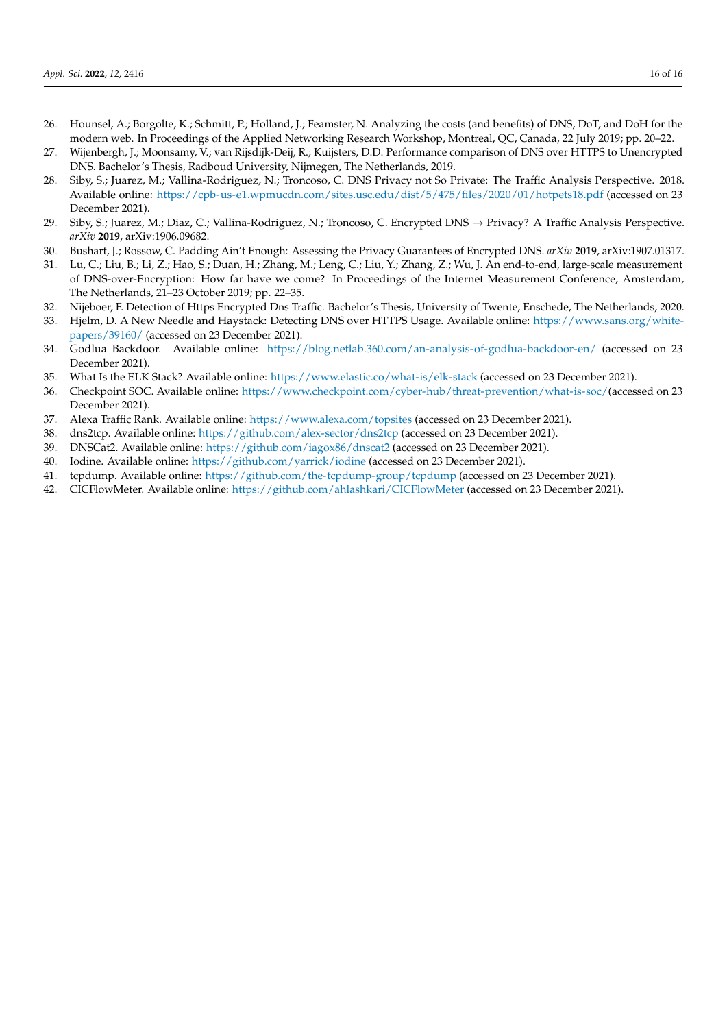26. Hounsel, A.; Borgolte, K.; Schmitt, P.; Holland, J.; Feamster, N. Analyzing the costs (and benefits) of DNS, DoT, and DoH for the modern web. In Proceedings of the Applied Networking Research Workshop, Montreal, QC, Canada, 22 July 2019; pp. 20–22.
27. Wijenbergh, J.; Moonsamy, V.; van Rijsdijk-Deij, R.; Kuijsters, D.D. Performance comparison of DNS over HTTPS to Unencrypted DNS. Bachelor's Thesis, Radboud University, Nijmegen, The Netherlands, 2019.
28. Siby, S.; Juarez, M.; Vallina-Rodriguez, N.; Troncoso, C. DNS Privacy not So Private: The Traffic Analysis Perspective. 2018. Available online: https://cpb-us-e1.wpmucdn.com/sites.usc.edu/dist/5/475/files/2020/01/hotpets18.pdf (accessed on 23 December 2021).
29. Siby, S.; Juarez, M.; Diaz, C.; Vallina-Rodriguez, N.; Troncoso, C. Encrypted DNS → Privacy? A Traffic Analysis Perspective. *arXiv* **2019**, arXiv:1906.09682.
30. Bushart, J.; Rossow, C. Padding Ain't Enough: Assessing the Privacy Guarantees of Encrypted DNS. *arXiv* **2019**, arXiv:1907.01317.
31. Lu, C.; Liu, B.; Li, Z.; Hao, S.; Duan, H.; Zhang, M.; Leng, C.; Liu, Y.; Zhang, Z.; Wu, J. An end-to-end, large-scale measurement of DNS-over-Encryption: How far have we come? In Proceedings of the Internet Measurement Conference, Amsterdam, The Netherlands, 21–23 October 2019; pp. 22–35.
32. Nijeboer, F. Detection of Https Encrypted Dns Traffic. Bachelor's Thesis, University of Twente, Enschede, The Netherlands, 2020.
33. Hjelm, D. A New Needle and Haystack: Detecting DNS over HTTPS Usage. Available online: https://www.sans.org/white-papers/39160/ (accessed on 23 December 2021).
34. Godlua Backdoor. Available online: https://blog.netlab.360.com/an-analysis-of-godlua-backdoor-en/ (accessed on 23 December 2021).
35. What Is the ELK Stack? Available online: https://www.elastic.co/what-is/elk-stack (accessed on 23 December 2021).
36. Checkpoint SOC. Available online: https://www.checkpoint.com/cyber-hub/threat-prevention/what-is-soc/(accessed on 23 December 2021).
37. Alexa Traffic Rank. Available online: https://www.alexa.com/topsites (accessed on 23 December 2021).
38. dns2tcp. Available online: https://github.com/alex-sector/dns2tcp (accessed on 23 December 2021).
39. DNSCat2. Available online: https://github.com/iagox86/dnscat2 (accessed on 23 December 2021).
40. Iodine. Available online: https://github.com/yarrick/iodine (accessed on 23 December 2021).
41. tcpdump. Available online: https://github.com/the-tcpdump-group/tcpdump (accessed on 23 December 2021).
42. CICFlowMeter. Available online: https://github.com/ahlashkari/CICFlowMeter (accessed on 23 December 2021).